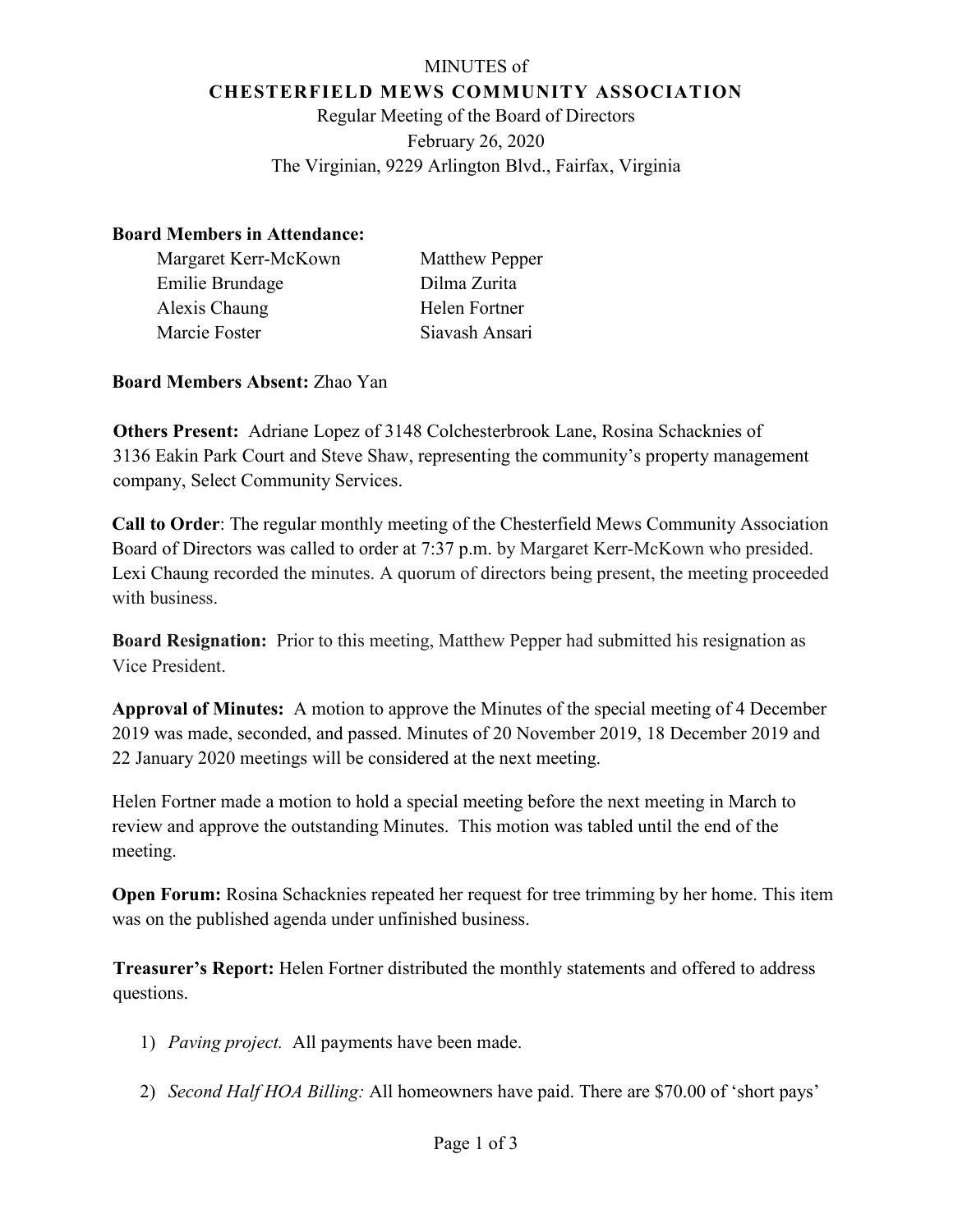MINUTES of

**CHESTERFIELD MEWS COMMUNITY ASSOCIATION**

Regular Meeting of the Board of Directors
February 26, 2020
The Virginian, 9229 Arlington Blvd., Fairfax, Virginia

**Board Members in Attendance:**

| | |
|---|---|
| Margaret Kerr-McKown | Matthew Pepper |
| Emilie Brundage | Dilma Zurita |
| Alexis Chaung | Helen Fortner |
| Marcie Foster | Siavash Ansari |

**Board Members Absent:** Zhao Yan

**Others Present:** Adriane Lopez of 3148 Colchesterbrook Lane, Rosina Schacknies of 3136 Eakin Park Court and Steve Shaw, representing the community's property management company, Select Community Services.

**Call to Order**: The regular monthly meeting of the Chesterfield Mews Community Association Board of Directors was called to order at 7:37 p.m. by Margaret Kerr-McKown who presided. Lexi Chaung recorded the minutes. A quorum of directors being present, the meeting proceeded with business.

**Board Resignation:** Prior to this meeting, Matthew Pepper had submitted his resignation as Vice President.

**Approval of Minutes:** A motion to approve the Minutes of the special meeting of 4 December 2019 was made, seconded, and passed. Minutes of 20 November 2019, 18 December 2019 and 22 January 2020 meetings will be considered at the next meeting.

Helen Fortner made a motion to hold a special meeting before the next meeting in March to review and approve the outstanding Minutes. This motion was tabled until the end of the meeting.

**Open Forum:** Rosina Schacknies repeated her request for tree trimming by her home. This item was on the published agenda under unfinished business.

**Treasurer's Report:** Helen Fortner distributed the monthly statements and offered to address questions.

1) *Paving project.* All payments have been made.

2) *Second Half HOA Billing:* All homeowners have paid. There are $70.00 of 'short pays'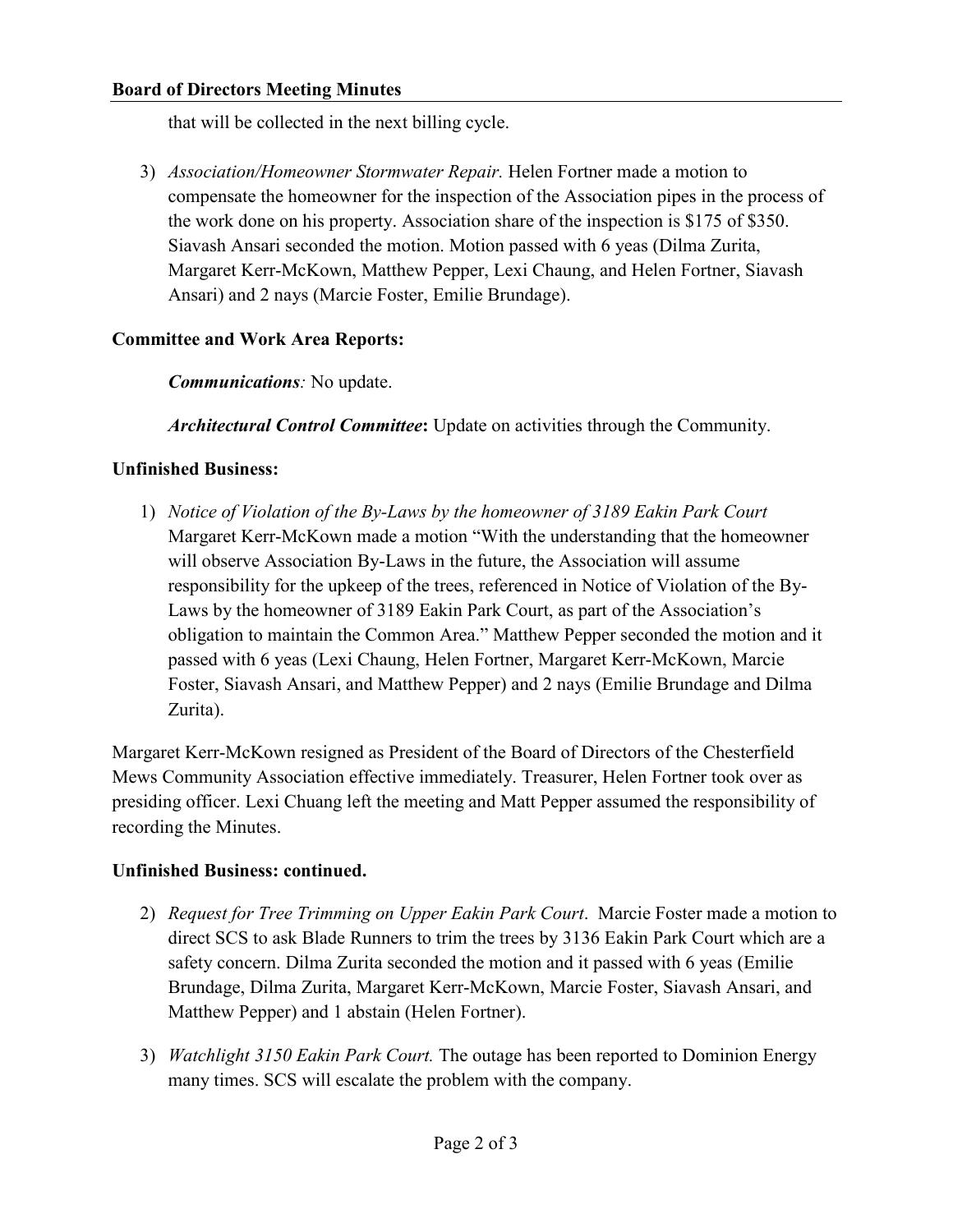that will be collected in the next billing cycle.

3) *Association/Homeowner Stormwater Repair.* Helen Fortner made a motion to compensate the homeowner for the inspection of the Association pipes in the process of the work done on his property. Association share of the inspection is $175 of $350. Siavash Ansari seconded the motion. Motion passed with 6 yeas (Dilma Zurita, Margaret Kerr-McKown, Matthew Pepper, Lexi Chaung, and Helen Fortner, Siavash Ansari) and 2 nays (Marcie Foster, Emilie Brundage).

**Committee and Work Area Reports:**

***Communications****:* No update.

***Architectural Control Committee*****:** Update on activities through the Community.

**Unfinished Business:**

1) *Notice of Violation of the By-Laws by the homeowner of 3189 Eakin Park Court* Margaret Kerr-McKown made a motion "With the understanding that the homeowner will observe Association By-Laws in the future, the Association will assume responsibility for the upkeep of the trees, referenced in Notice of Violation of the By-Laws by the homeowner of 3189 Eakin Park Court, as part of the Association's obligation to maintain the Common Area." Matthew Pepper seconded the motion and it passed with 6 yeas (Lexi Chaung, Helen Fortner, Margaret Kerr-McKown, Marcie Foster, Siavash Ansari, and Matthew Pepper) and 2 nays (Emilie Brundage and Dilma Zurita).

Margaret Kerr-McKown resigned as President of the Board of Directors of the Chesterfield Mews Community Association effective immediately. Treasurer, Helen Fortner took over as presiding officer. Lexi Chuang left the meeting and Matt Pepper assumed the responsibility of recording the Minutes.

**Unfinished Business: continued.**

2) *Request for Tree Trimming on Upper Eakin Park Court*. Marcie Foster made a motion to direct SCS to ask Blade Runners to trim the trees by 3136 Eakin Park Court which are a safety concern. Dilma Zurita seconded the motion and it passed with 6 yeas (Emilie Brundage, Dilma Zurita, Margaret Kerr-McKown, Marcie Foster, Siavash Ansari, and Matthew Pepper) and 1 abstain (Helen Fortner).

3) *Watchlight 3150 Eakin Park Court.* The outage has been reported to Dominion Energy many times. SCS will escalate the problem with the company.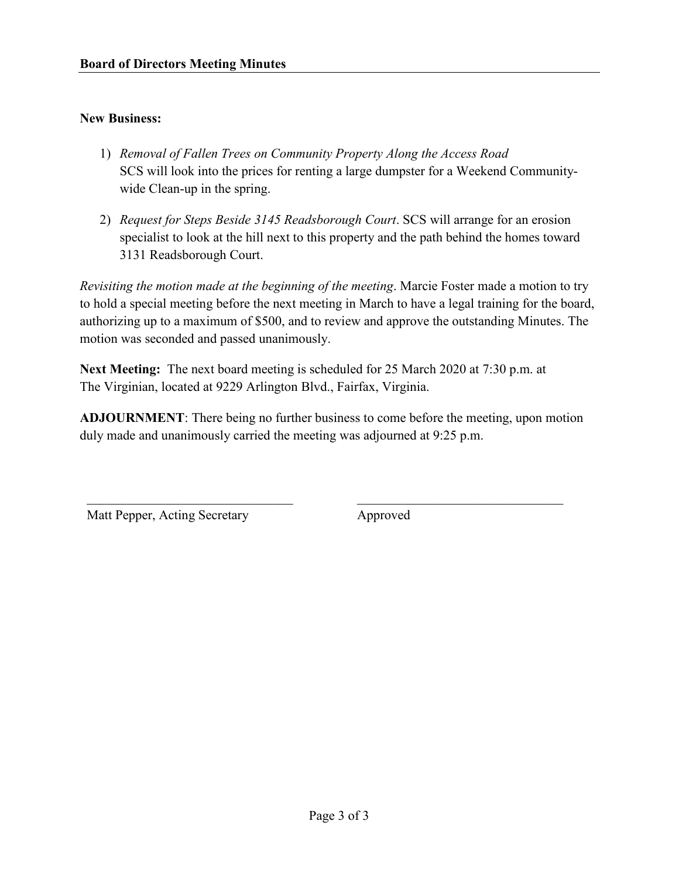**New Business:**

1) *Removal of Fallen Trees on Community Property Along the Access Road*
   SCS will look into the prices for renting a large dumpster for a Weekend Community-wide Clean-up in the spring.

2) *Request for Steps Beside 3145 Readsborough Court*. SCS will arrange for an erosion specialist to look at the hill next to this property and the path behind the homes toward 3131 Readsborough Court.

*Revisiting the motion made at the beginning of the meeting*. Marcie Foster made a motion to try to hold a special meeting before the next meeting in March to have a legal training for the board, authorizing up to a maximum of $500, and to review and approve the outstanding Minutes. The motion was seconded and passed unanimously.

**Next Meeting:** The next board meeting is scheduled for 25 March 2020 at 7:30 p.m. at The Virginian, located at 9229 Arlington Blvd., Fairfax, Virginia.

**ADJOURNMENT**: There being no further business to come before the meeting, upon motion duly made and unanimously carried the meeting was adjourned at 9:25 p.m.

\_\_\_\_\_\_\_\_\_\_\_\_\_\_\_\_\_\_\_\_\_\_\_\_\_\_\_\_\_\_\_\_
Matt Pepper, Acting Secretary

\_\_\_\_\_\_\_\_\_\_\_\_\_\_\_\_\_\_\_\_\_\_\_\_\_\_\_\_\_\_\_\_
Approved